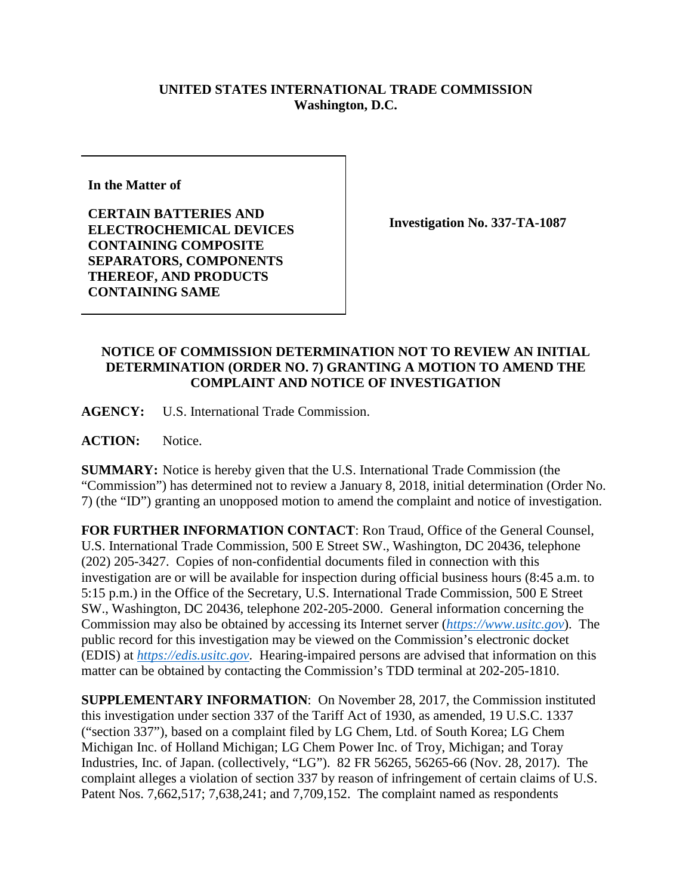**UNITED STATES INTERNATIONAL TRADE COMMISSION**
**Washington, D.C.**

| In the Matter of<br><br>**CERTAIN BATTERIES AND ELECTROCHEMICAL DEVICES CONTAINING COMPOSITE SEPARATORS, COMPONENTS THEREOF, AND PRODUCTS CONTAINING SAME** | **Investigation No. 337-TA-1087** |
|---|---|

**NOTICE OF COMMISSION DETERMINATION NOT TO REVIEW AN INITIAL DETERMINATION (ORDER NO. 7) GRANTING A MOTION TO AMEND THE COMPLAINT AND NOTICE OF INVESTIGATION**

**AGENCY:** U.S. International Trade Commission.

**ACTION:** Notice.

**SUMMARY:** Notice is hereby given that the U.S. International Trade Commission (the "Commission") has determined not to review a January 8, 2018, initial determination (Order No. 7) (the "ID") granting an unopposed motion to amend the complaint and notice of investigation.

**FOR FURTHER INFORMATION CONTACT**: Ron Traud, Office of the General Counsel, U.S. International Trade Commission, 500 E Street SW., Washington, DC 20436, telephone (202) 205-3427. Copies of non-confidential documents filed in connection with this investigation are or will be available for inspection during official business hours (8:45 a.m. to 5:15 p.m.) in the Office of the Secretary, U.S. International Trade Commission, 500 E Street SW., Washington, DC 20436, telephone 202-205-2000. General information concerning the Commission may also be obtained by accessing its Internet server (*https://www.usitc.gov*). The public record for this investigation may be viewed on the Commission's electronic docket (EDIS) at *https://edis.usitc.gov*. Hearing-impaired persons are advised that information on this matter can be obtained by contacting the Commission's TDD terminal at 202-205-1810.

**SUPPLEMENTARY INFORMATION**: On November 28, 2017, the Commission instituted this investigation under section 337 of the Tariff Act of 1930, as amended, 19 U.S.C. 1337 ("section 337"), based on a complaint filed by LG Chem, Ltd. of South Korea; LG Chem Michigan Inc. of Holland Michigan; LG Chem Power Inc. of Troy, Michigan; and Toray Industries, Inc. of Japan. (collectively, "LG"). 82 FR 56265, 56265-66 (Nov. 28, 2017). The complaint alleges a violation of section 337 by reason of infringement of certain claims of U.S. Patent Nos. 7,662,517; 7,638,241; and 7,709,152. The complaint named as respondents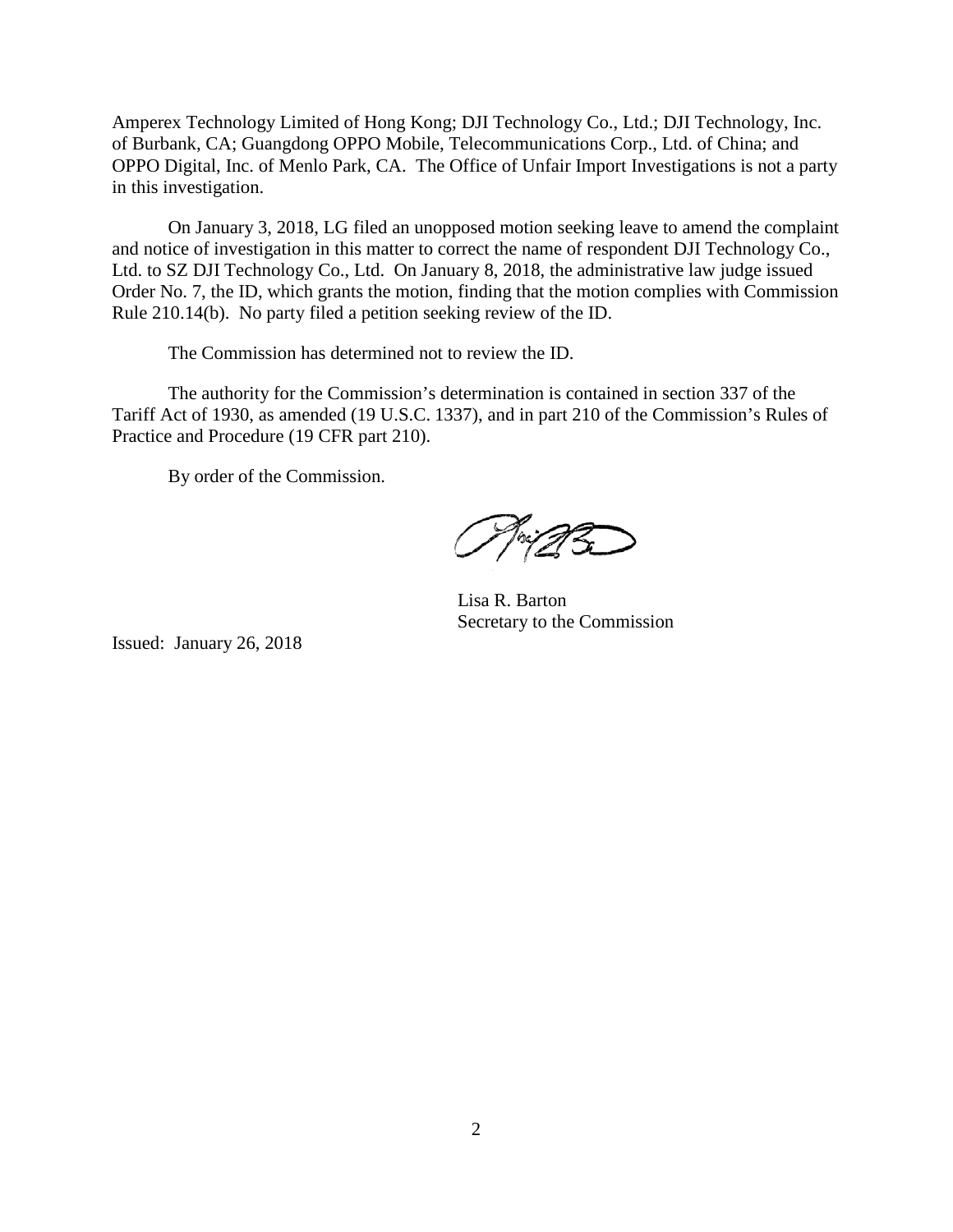Amperex Technology Limited of Hong Kong; DJI Technology Co., Ltd.; DJI Technology, Inc. of Burbank, CA; Guangdong OPPO Mobile, Telecommunications Corp., Ltd. of China; and OPPO Digital, Inc. of Menlo Park, CA. The Office of Unfair Import Investigations is not a party in this investigation.

On January 3, 2018, LG filed an unopposed motion seeking leave to amend the complaint and notice of investigation in this matter to correct the name of respondent DJI Technology Co., Ltd. to SZ DJI Technology Co., Ltd. On January 8, 2018, the administrative law judge issued Order No. 7, the ID, which grants the motion, finding that the motion complies with Commission Rule 210.14(b). No party filed a petition seeking review of the ID.

The Commission has determined not to review the ID.

The authority for the Commission's determination is contained in section 337 of the Tariff Act of 1930, as amended (19 U.S.C. 1337), and in part 210 of the Commission's Rules of Practice and Procedure (19 CFR part 210).

By order of the Commission.

Lisa R. Barton
Secretary to the Commission

Issued: January 26, 2018